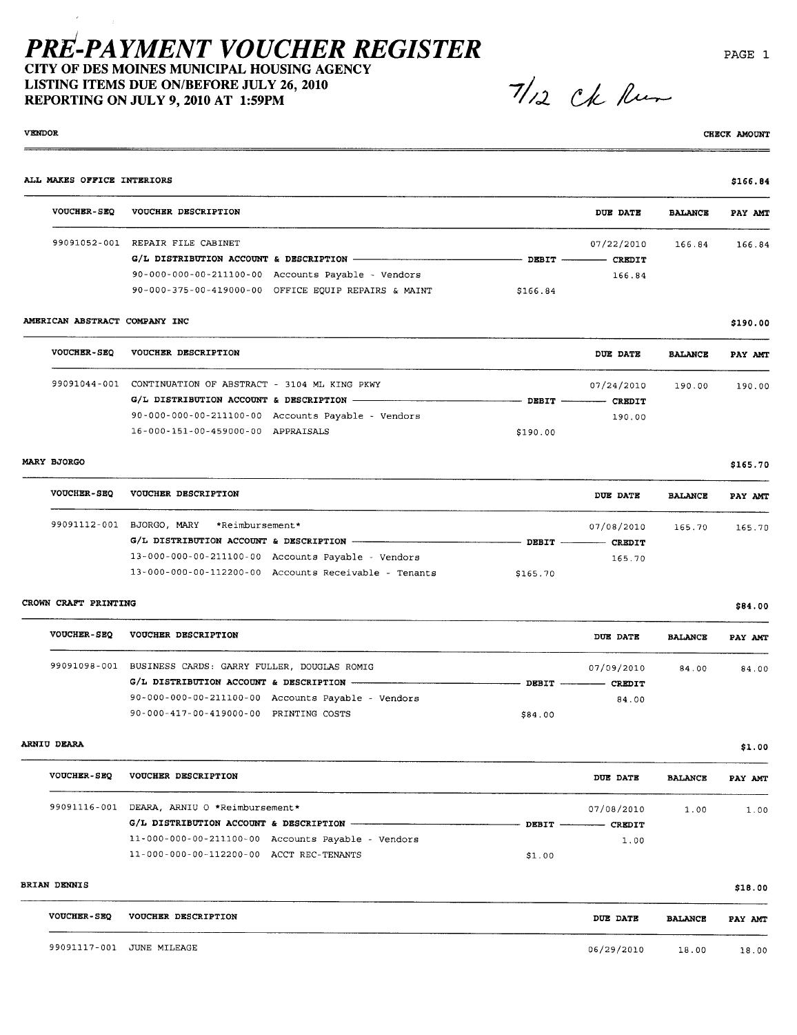# PRE-PAYMENT VOUCHER REGISTER

**CITY OF DES MOINES MUNICIPAL HOUSING AGENCY**
**LISTING ITEMS DUE ON/BEFORE JULY 26, 2010**
**REPORTING ON JULY 9, 2010 AT 1:59PM**

7/12 Ck Run

| VENDOR | | | | | CHECK AMOUNT |
|---|---|---|---|---|---|
| **ALL MAKES OFFICE INTERIORS** | | | | | **$166.84** |
| **VOUCHER-SEQ** | **VOUCHER DESCRIPTION** | | **DUE DATE** | **BALANCE** | **PAY AMT** |
| 99091052-001 | REPAIR FILE CABINET | | 07/22/2010 | 166.84 | 166.84 |
| | **G/L DISTRIBUTION ACCOUNT & DESCRIPTION** | **DEBIT** | **CREDIT** | | |
| | 90-000-000-00-211100-00 Accounts Payable - Vendors | | 166.84 | | |
| | 90-000-375-00-419000-00 OFFICE EQUIP REPAIRS & MAINT | $166.84 | | | |
| **AMERICAN ABSTRACT COMPANY INC** | | | | | **$190.00** |
| **VOUCHER-SEQ** | **VOUCHER DESCRIPTION** | | **DUE DATE** | **BALANCE** | **PAY AMT** |
| 99091044-001 | CONTINUATION OF ABSTRACT - 3104 ML KING PKWY | | 07/24/2010 | 190.00 | 190.00 |
| | **G/L DISTRIBUTION ACCOUNT & DESCRIPTION** | **DEBIT** | **CREDIT** | | |
| | 90-000-000-00-211100-00 Accounts Payable - Vendors | | 190.00 | | |
| | 16-000-151-00-459000-00 APPRAISALS | $190.00 | | | |
| **MARY BJORGO** | | | | | **$165.70** |
| **VOUCHER-SEQ** | **VOUCHER DESCRIPTION** | | **DUE DATE** | **BALANCE** | **PAY AMT** |
| 99091112-001 | BJORGO, MARY *Reimbursement* | | 07/08/2010 | 165.70 | 165.70 |
| | **G/L DISTRIBUTION ACCOUNT & DESCRIPTION** | **DEBIT** | **CREDIT** | | |
| | 13-000-000-00-211100-00 Accounts Payable - Vendors | | 165.70 | | |
| | 13-000-000-00-112200-00 Accounts Receivable - Tenants | $165.70 | | | |
| **CROWN CRAFT PRINTING** | | | | | **$84.00** |
| **VOUCHER-SEQ** | **VOUCHER DESCRIPTION** | | **DUE DATE** | **BALANCE** | **PAY AMT** |
| 99091098-001 | BUSINESS CARDS: GARRY FULLER, DOUGLAS ROMIG | | 07/09/2010 | 84.00 | 84.00 |
| | **G/L DISTRIBUTION ACCOUNT & DESCRIPTION** | **DEBIT** | **CREDIT** | | |
| | 90-000-000-00-211100-00 Accounts Payable - Vendors | | 84.00 | | |
| | 90-000-417-00-419000-00 PRINTING COSTS | $84.00 | | | |
| **ARNIU DEARA** | | | | | **$1.00** |
| **VOUCHER-SEQ** | **VOUCHER DESCRIPTION** | | **DUE DATE** | **BALANCE** | **PAY AMT** |
| 99091116-001 | DEARA, ARNIU O *Reimbursement* | | 07/08/2010 | 1.00 | 1.00 |
| | **G/L DISTRIBUTION ACCOUNT & DESCRIPTION** | **DEBIT** | **CREDIT** | | |
| | 11-000-000-00-211100-00 Accounts Payable - Vendors | | 1.00 | | |
| | 11-000-000-00-112200-00 ACCT REC-TENANTS | $1.00 | | | |
| **BRIAN DENNIS** | | | | | **$18.00** |
| **VOUCHER-SEQ** | **VOUCHER DESCRIPTION** | | **DUE DATE** | **BALANCE** | **PAY AMT** |
| 99091117-001 | JUNE MILEAGE | | 06/29/2010 | 18.00 | 18.00 |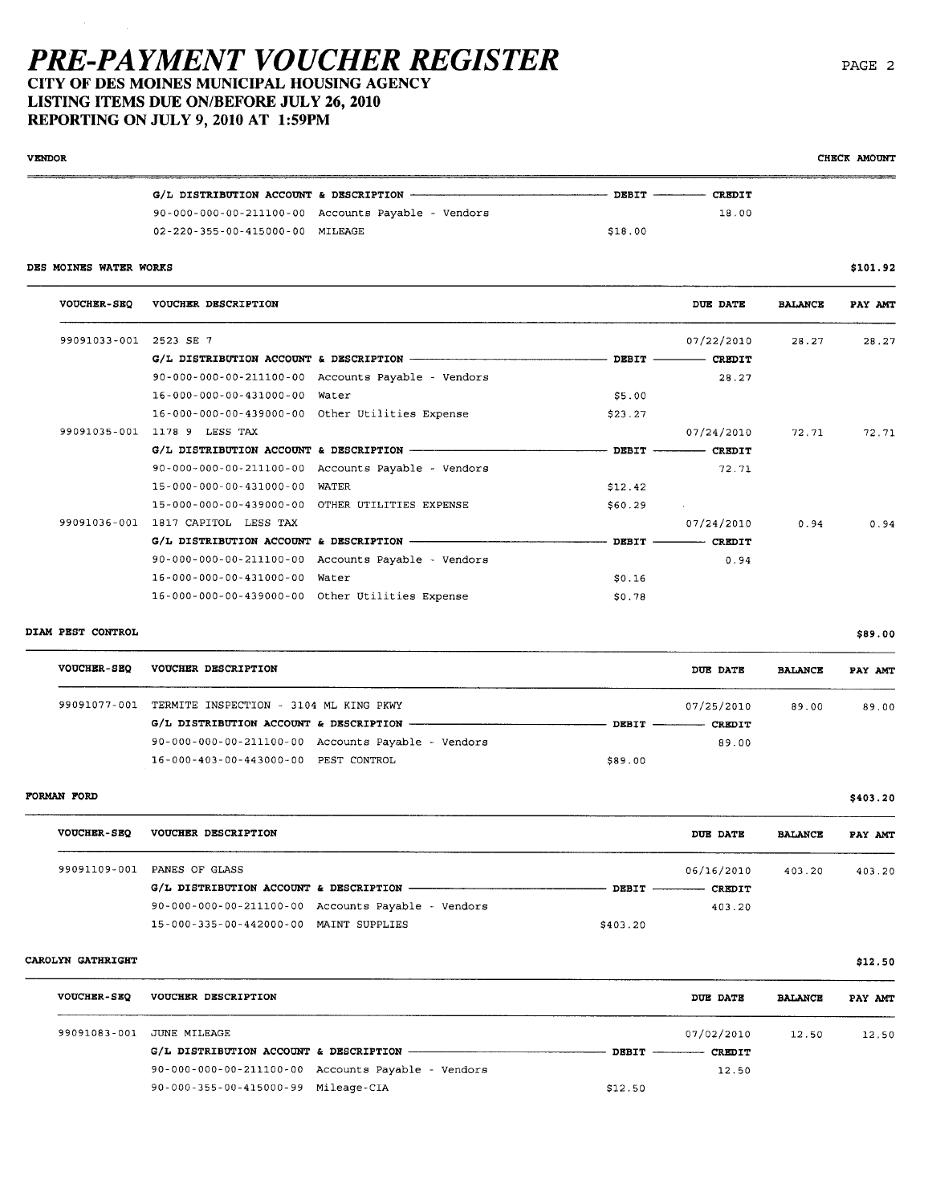# PRE-PAYMENT VOUCHER REGISTER

**CITY OF DES MOINES MUNICIPAL HOUSING AGENCY**
**LISTING ITEMS DUE ON/BEFORE JULY 26, 2010**
**REPORTING ON JULY 9, 2010 AT 1:59PM**

**VENDOR** — **CHECK AMOUNT**

| G/L DISTRIBUTION ACCOUNT & DESCRIPTION | | DEBIT | CREDIT |
|---|---|---|---|
| 90-000-000-00-211100-00 | Accounts Payable - Vendors | | 18.00 |
| 02-220-355-00-415000-00 | MILEAGE | $18.00 | |

## DES MOINES WATER WORKS — $101.92

| VOUCHER-SEQ | VOUCHER DESCRIPTION | | DEBIT | CREDIT / DUE DATE | BALANCE | PAY AMT |
|---|---|---|---|---|---|---|
| 99091033-001 | 2523 SE 7 | | | 07/22/2010 | 28.27 | 28.27 |
| | G/L DISTRIBUTION ACCOUNT & DESCRIPTION | | DEBIT | CREDIT | | |
| | 90-000-000-00-211100-00 | Accounts Payable - Vendors | | 28.27 | | |
| | 16-000-000-00-431000-00 | Water | $5.00 | | | |
| | 16-000-000-00-439000-00 | Other Utilities Expense | $23.27 | | | |
| 99091035-001 | 1178 9 LESS TAX | | | 07/24/2010 | 72.71 | 72.71 |
| | G/L DISTRIBUTION ACCOUNT & DESCRIPTION | | DEBIT | CREDIT | | |
| | 90-000-000-00-211100-00 | Accounts Payable - Vendors | | 72.71 | | |
| | 15-000-000-00-431000-00 | WATER | $12.42 | | | |
| | 15-000-000-00-439000-00 | OTHER UTILITIES EXPENSE | $60.29 | | | |
| 99091036-001 | 1817 CAPITOL LESS TAX | | | 07/24/2010 | 0.94 | 0.94 |
| | G/L DISTRIBUTION ACCOUNT & DESCRIPTION | | DEBIT | CREDIT | | |
| | 90-000-000-00-211100-00 | Accounts Payable - Vendors | | 0.94 | | |
| | 16-000-000-00-431000-00 | Water | $0.16 | | | |
| | 16-000-000-00-439000-00 | Other Utilities Expense | $0.78 | | | |

## DIAM PEST CONTROL — $89.00

| VOUCHER-SEQ | VOUCHER DESCRIPTION | | DEBIT | CREDIT / DUE DATE | BALANCE | PAY AMT |
|---|---|---|---|---|---|---|
| 99091077-001 | TERMITE INSPECTION - 3104 ML KING PKWY | | | 07/25/2010 | 89.00 | 89.00 |
| | G/L DISTRIBUTION ACCOUNT & DESCRIPTION | | DEBIT | CREDIT | | |
| | 90-000-000-00-211100-00 | Accounts Payable - Vendors | | 89.00 | | |
| | 16-000-403-00-443000-00 | PEST CONTROL | $89.00 | | | |

## FORMAN FORD — $403.20

| VOUCHER-SEQ | VOUCHER DESCRIPTION | | DEBIT | CREDIT / DUE DATE | BALANCE | PAY AMT |
|---|---|---|---|---|---|---|
| 99091109-001 | PANES OF GLASS | | | 06/16/2010 | 403.20 | 403.20 |
| | G/L DISTRIBUTION ACCOUNT & DESCRIPTION | | DEBIT | CREDIT | | |
| | 90-000-000-00-211100-00 | Accounts Payable - Vendors | | 403.20 | | |
| | 15-000-335-00-442000-00 | MAINT SUPPLIES | $403.20 | | | |

## CAROLYN GATHRIGHT — $12.50

| VOUCHER-SEQ | VOUCHER DESCRIPTION | | DEBIT | CREDIT / DUE DATE | BALANCE | PAY AMT |
|---|---|---|---|---|---|---|
| 99091083-001 | JUNE MILEAGE | | | 07/02/2010 | 12.50 | 12.50 |
| | G/L DISTRIBUTION ACCOUNT & DESCRIPTION | | DEBIT | CREDIT | | |
| | 90-000-000-00-211100-00 | Accounts Payable - Vendors | | 12.50 | | |
| | 90-000-355-00-415000-99 | Mileage-CIA | $12.50 | | | |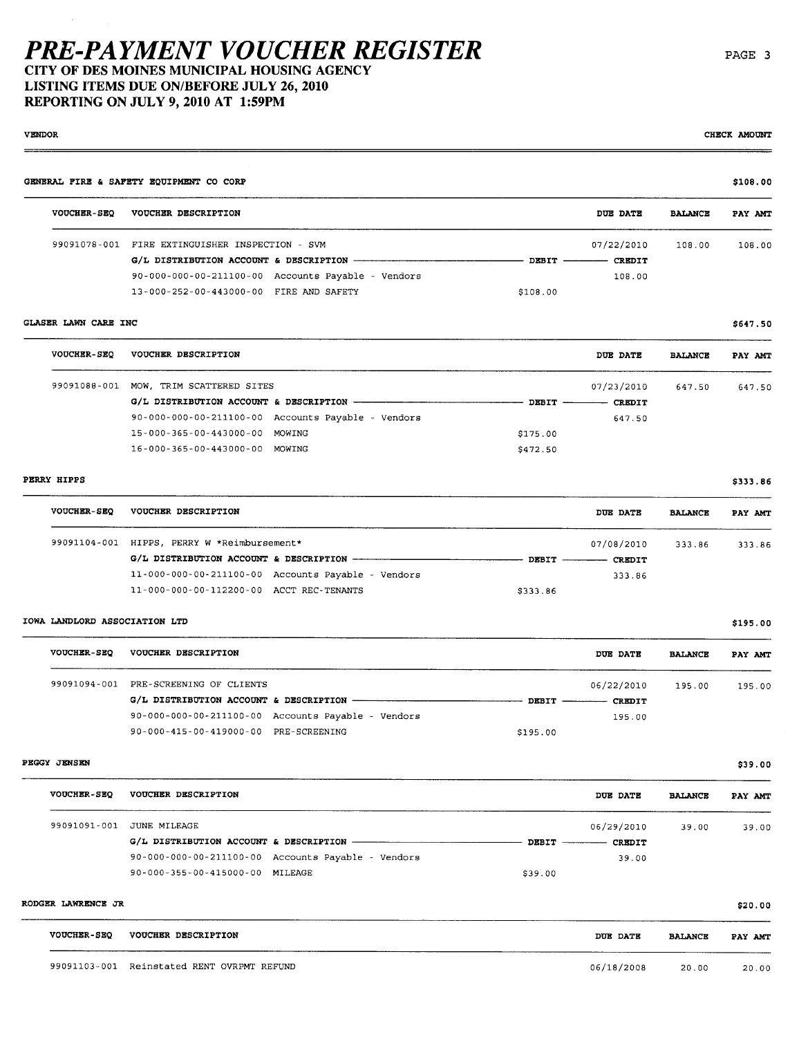# *PRE-PAYMENT VOUCHER REGISTER*

**CITY OF DES MOINES MUNICIPAL HOUSING AGENCY**
**LISTING ITEMS DUE ON/BEFORE JULY 26, 2010**
**REPORTING ON JULY 9, 2010 AT 1:59PM**

| VENDOR | CHECK AMOUNT |
|---|---|

**GENERAL FIRE & SAFETY EQUIPMENT CO CORP** — **$108.00**

| VOUCHER-SEQ | VOUCHER DESCRIPTION | | DUE DATE | BALANCE | PAY AMT |
|---|---|---|---|---|---|
| 99091078-001 | FIRE EXTINGUISHER INSPECTION - SVM | | 07/22/2010 | 108.00 | 108.00 |
| | G/L DISTRIBUTION ACCOUNT & DESCRIPTION | DEBIT | CREDIT | | |
| | 90-000-000-00-211100-00 Accounts Payable - Vendors | | 108.00 | | |
| | 13-000-252-00-443000-00 FIRE AND SAFETY | $108.00 | | | |

**GLASER LAWN CARE INC** — **$647.50**

| VOUCHER-SEQ | VOUCHER DESCRIPTION | | DUE DATE | BALANCE | PAY AMT |
|---|---|---|---|---|---|
| 99091088-001 | MOW, TRIM SCATTERED SITES | | 07/23/2010 | 647.50 | 647.50 |
| | G/L DISTRIBUTION ACCOUNT & DESCRIPTION | DEBIT | CREDIT | | |
| | 90-000-000-00-211100-00 Accounts Payable - Vendors | | 647.50 | | |
| | 15-000-365-00-443000-00 MOWING | $175.00 | | | |
| | 16-000-365-00-443000-00 MOWING | $472.50 | | | |

**PERRY HIPPS** — **$333.86**

| VOUCHER-SEQ | VOUCHER DESCRIPTION | | DUE DATE | BALANCE | PAY AMT |
|---|---|---|---|---|---|
| 99091104-001 | HIPPS, PERRY W *Reimbursement* | | 07/08/2010 | 333.86 | 333.86 |
| | G/L DISTRIBUTION ACCOUNT & DESCRIPTION | DEBIT | CREDIT | | |
| | 11-000-000-00-211100-00 Accounts Payable - Vendors | | 333.86 | | |
| | 11-000-000-00-112200-00 ACCT REC-TENANTS | $333.86 | | | |

**IOWA LANDLORD ASSOCIATION LTD** — **$195.00**

| VOUCHER-SEQ | VOUCHER DESCRIPTION | | DUE DATE | BALANCE | PAY AMT |
|---|---|---|---|---|---|
| 99091094-001 | PRE-SCREENING OF CLIENTS | | 06/22/2010 | 195.00 | 195.00 |
| | G/L DISTRIBUTION ACCOUNT & DESCRIPTION | DEBIT | CREDIT | | |
| | 90-000-000-00-211100-00 Accounts Payable - Vendors | | 195.00 | | |
| | 90-000-415-00-419000-00 PRE-SCREENING | $195.00 | | | |

**PEGGY JENSEN** — **$39.00**

| VOUCHER-SEQ | VOUCHER DESCRIPTION | | DUE DATE | BALANCE | PAY AMT |
|---|---|---|---|---|---|
| 99091091-001 | JUNE MILEAGE | | 06/29/2010 | 39.00 | 39.00 |
| | G/L DISTRIBUTION ACCOUNT & DESCRIPTION | DEBIT | CREDIT | | |
| | 90-000-000-00-211100-00 Accounts Payable - Vendors | | 39.00 | | |
| | 90-000-355-00-415000-00 MILEAGE | $39.00 | | | |

**RODGER LAWRENCE JR** — **$20.00**

| VOUCHER-SEQ | VOUCHER DESCRIPTION | | DUE DATE | BALANCE | PAY AMT |
|---|---|---|---|---|---|
| 99091103-001 | Reinstated RENT OVRPMT REFUND | | 06/18/2008 | 20.00 | 20.00 |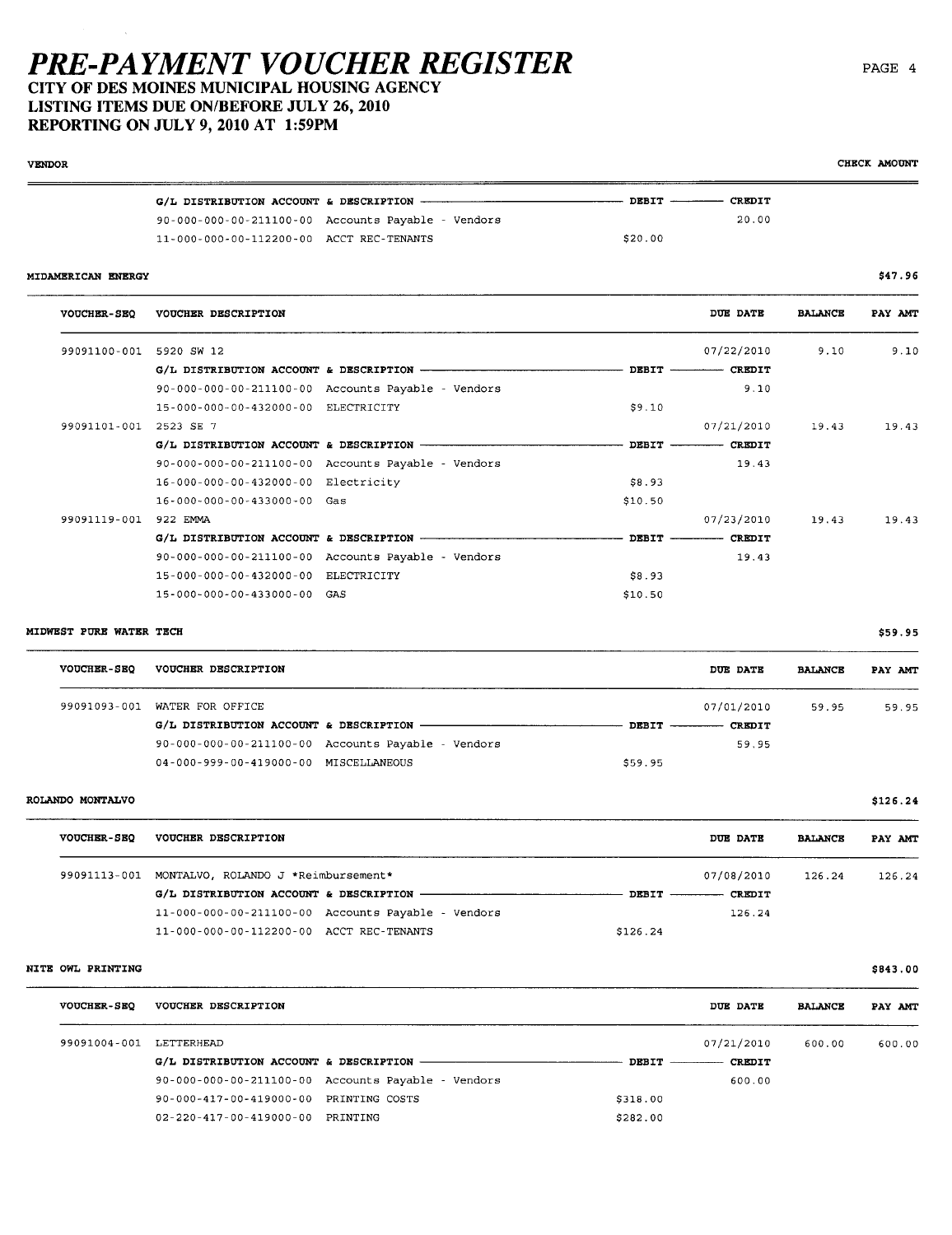# PRE-PAYMENT VOUCHER REGISTER

**CITY OF DES MOINES MUNICIPAL HOUSING AGENCY**
**LISTING ITEMS DUE ON/BEFORE JULY 26, 2010**
**REPORTING ON JULY 9, 2010 AT 1:59PM**

| VENDOR | | | | | | CHECK AMOUNT |
|---|---|---|---|---|---|---|
| | G/L DISTRIBUTION ACCOUNT & DESCRIPTION | DEBIT | CREDIT | | | |
| | 90-000-000-00-211100-00 Accounts Payable - Vendors | | 20.00 | | | |
| | 11-000-000-00-112200-00 ACCT REC-TENANTS | $20.00 | | | | |

**MIDAMERICAN ENERGY** — $47.96

| VOUCHER-SEQ | VOUCHER DESCRIPTION | DEBIT | CREDIT / DUE DATE | BALANCE | PAY AMT |
|---|---|---|---|---|---|
| 99091100-001 | 5920 SW 12 | | 07/22/2010 | 9.10 | 9.10 |
| | G/L DISTRIBUTION ACCOUNT & DESCRIPTION | DEBIT | CREDIT | | |
| | 90-000-000-00-211100-00 Accounts Payable - Vendors | | 9.10 | | |
| | 15-000-000-00-432000-00 ELECTRICITY | $9.10 | | | |
| 99091101-001 | 2523 SE 7 | | 07/21/2010 | 19.43 | 19.43 |
| | G/L DISTRIBUTION ACCOUNT & DESCRIPTION | DEBIT | CREDIT | | |
| | 90-000-000-00-211100-00 Accounts Payable - Vendors | | 19.43 | | |
| | 16-000-000-00-432000-00 Electricity | $8.93 | | | |
| | 16-000-000-00-433000-00 Gas | $10.50 | | | |
| 99091119-001 | 922 EMMA | | 07/23/2010 | 19.43 | 19.43 |
| | G/L DISTRIBUTION ACCOUNT & DESCRIPTION | DEBIT | CREDIT | | |
| | 90-000-000-00-211100-00 Accounts Payable - Vendors | | 19.43 | | |
| | 15-000-000-00-432000-00 ELECTRICITY | $8.93 | | | |
| | 15-000-000-00-433000-00 GAS | $10.50 | | | |

**MIDWEST PURE WATER TECH** — $59.95

| VOUCHER-SEQ | VOUCHER DESCRIPTION | DEBIT | CREDIT / DUE DATE | BALANCE | PAY AMT |
|---|---|---|---|---|---|
| 99091093-001 | WATER FOR OFFICE | | 07/01/2010 | 59.95 | 59.95 |
| | G/L DISTRIBUTION ACCOUNT & DESCRIPTION | DEBIT | CREDIT | | |
| | 90-000-000-00-211100-00 Accounts Payable - Vendors | | 59.95 | | |
| | 04-000-999-00-419000-00 MISCELLANEOUS | $59.95 | | | |

**ROLANDO MONTALVO** — $126.24

| VOUCHER-SEQ | VOUCHER DESCRIPTION | DEBIT | CREDIT / DUE DATE | BALANCE | PAY AMT |
|---|---|---|---|---|---|
| 99091113-001 | MONTALVO, ROLANDO J *Reimbursement* | | 07/08/2010 | 126.24 | 126.24 |
| | G/L DISTRIBUTION ACCOUNT & DESCRIPTION | DEBIT | CREDIT | | |
| | 11-000-000-00-211100-00 Accounts Payable - Vendors | | 126.24 | | |
| | 11-000-000-00-112200-00 ACCT REC-TENANTS | $126.24 | | | |

**NITE OWL PRINTING** — $843.00

| VOUCHER-SEQ | VOUCHER DESCRIPTION | DEBIT | CREDIT / DUE DATE | BALANCE | PAY AMT |
|---|---|---|---|---|---|
| 99091004-001 | LETTERHEAD | | 07/21/2010 | 600.00 | 600.00 |
| | G/L DISTRIBUTION ACCOUNT & DESCRIPTION | DEBIT | CREDIT | | |
| | 90-000-000-00-211100-00 Accounts Payable - Vendors | | 600.00 | | |
| | 90-000-417-00-419000-00 PRINTING COSTS | $318.00 | | | |
| | 02-220-417-00-419000-00 PRINTING | $282.00 | | | |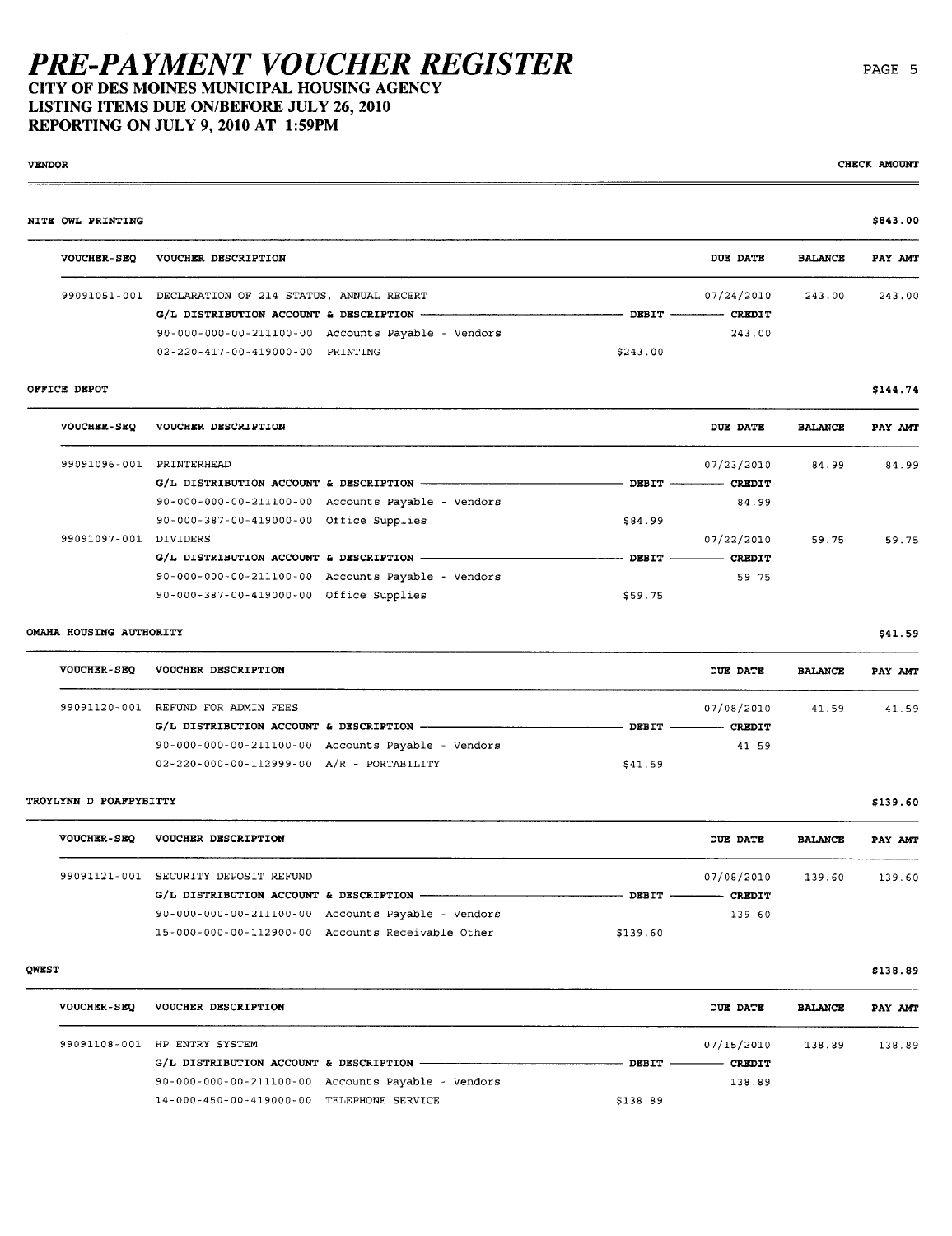# PRE-PAYMENT VOUCHER REGISTER

**CITY OF DES MOINES MUNICIPAL HOUSING AGENCY**
**LISTING ITEMS DUE ON/BEFORE JULY 26, 2010**
**REPORTING ON JULY 9, 2010 AT 1:59PM**

| VENDOR | | | | | CHECK AMOUNT |
|---|---|---|---|---|---|

## NITE OWL PRINTING — $843.00

| VOUCHER-SEQ | VOUCHER DESCRIPTION | DEBIT | DUE DATE / CREDIT | BALANCE | PAY AMT |
|---|---|---|---|---|---|
| 99091051-001 | DECLARATION OF 214 STATUS, ANNUAL RECERT | | 07/24/2010 | 243.00 | 243.00 |
| | G/L DISTRIBUTION ACCOUNT & DESCRIPTION | DEBIT | CREDIT | | |
| | 90-000-000-00-211100-00 Accounts Payable - Vendors | | 243.00 | | |
| | 02-220-417-00-419000-00 PRINTING | $243.00 | | | |

## OFFICE DEPOT — $144.74

| VOUCHER-SEQ | VOUCHER DESCRIPTION | DEBIT | DUE DATE / CREDIT | BALANCE | PAY AMT |
|---|---|---|---|---|---|
| 99091096-001 | PRINTERHEAD | | 07/23/2010 | 84.99 | 84.99 |
| | G/L DISTRIBUTION ACCOUNT & DESCRIPTION | DEBIT | CREDIT | | |
| | 90-000-000-00-211100-00 Accounts Payable - Vendors | | 84.99 | | |
| | 90-000-387-00-419000-00 Office Supplies | $84.99 | | | |
| 99091097-001 | DIVIDERS | | 07/22/2010 | 59.75 | 59.75 |
| | G/L DISTRIBUTION ACCOUNT & DESCRIPTION | DEBIT | CREDIT | | |
| | 90-000-000-00-211100-00 Accounts Payable - Vendors | | 59.75 | | |
| | 90-000-387-00-419000-00 Office Supplies | $59.75 | | | |

## OMAHA HOUSING AUTHORITY — $41.59

| VOUCHER-SEQ | VOUCHER DESCRIPTION | DEBIT | DUE DATE / CREDIT | BALANCE | PAY AMT |
|---|---|---|---|---|---|
| 99091120-001 | REFUND FOR ADMIN FEES | | 07/08/2010 | 41.59 | 41.59 |
| | G/L DISTRIBUTION ACCOUNT & DESCRIPTION | DEBIT | CREDIT | | |
| | 90-000-000-00-211100-00 Accounts Payable - Vendors | | 41.59 | | |
| | 02-220-000-00-112999-00 A/R - PORTABILITY | $41.59 | | | |

## TROYLYNN D POAFPYBITTY — $139.60

| VOUCHER-SEQ | VOUCHER DESCRIPTION | DEBIT | DUE DATE / CREDIT | BALANCE | PAY AMT |
|---|---|---|---|---|---|
| 99091121-001 | SECURITY DEPOSIT REFUND | | 07/08/2010 | 139.60 | 139.60 |
| | G/L DISTRIBUTION ACCOUNT & DESCRIPTION | DEBIT | CREDIT | | |
| | 90-000-000-00-211100-00 Accounts Payable - Vendors | | 139.60 | | |
| | 15-000-000-00-112900-00 Accounts Receivable Other | $139.60 | | | |

## QWEST — $138.89

| VOUCHER-SEQ | VOUCHER DESCRIPTION | DEBIT | DUE DATE / CREDIT | BALANCE | PAY AMT |
|---|---|---|---|---|---|
| 99091108-001 | HP ENTRY SYSTEM | | 07/15/2010 | 138.89 | 138.89 |
| | G/L DISTRIBUTION ACCOUNT & DESCRIPTION | DEBIT | CREDIT | | |
| | 90-000-000-00-211100-00 Accounts Payable - Vendors | | 138.89 | | |
| | 14-000-450-00-419000-00 TELEPHONE SERVICE | $138.89 | | | |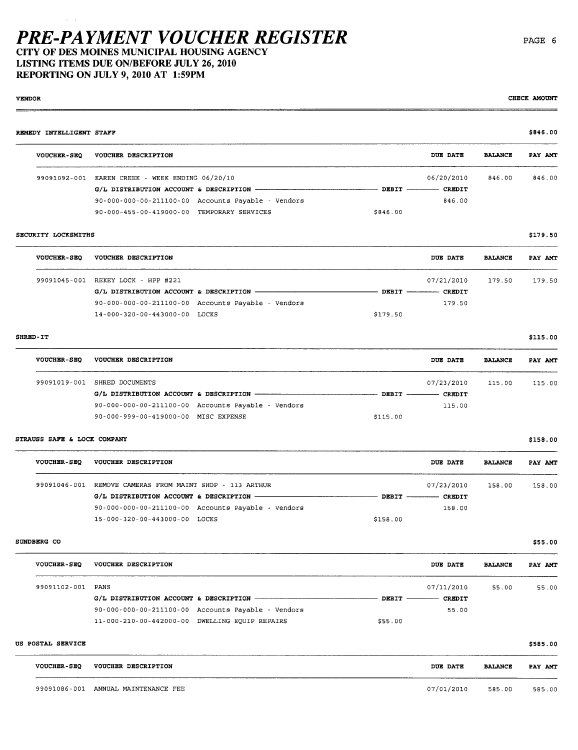# PRE-PAYMENT VOUCHER REGISTER

**CITY OF DES MOINES MUNICIPAL HOUSING AGENCY**
**LISTING ITEMS DUE ON/BEFORE JULY 26, 2010**
**REPORTING ON JULY 9, 2010 AT 1:59PM**

| VENDOR | | | | | CHECK AMOUNT |
|---|---|---|---|---|---|

**REMEDY INTELLIGENT STAFF** — $846.00

| VOUCHER-SEQ | VOUCHER DESCRIPTION | | DUE DATE | BALANCE | PAY AMT |
|---|---|---|---|---|---|
| 99091092-001 | KAREN CREEK - WEEK ENDING 06/20/10 | | 06/20/2010 | 846.00 | 846.00 |
| | G/L DISTRIBUTION ACCOUNT & DESCRIPTION | DEBIT | CREDIT | | |
| | 90-000-000-00-211100-00 Accounts Payable - Vendors | | 846.00 | | |
| | 90-000-455-00-419000-00 TEMPORARY SERVICES | $846.00 | | | |

**SECURITY LOCKSMITHS** — $179.50

| VOUCHER-SEQ | VOUCHER DESCRIPTION | | DUE DATE | BALANCE | PAY AMT |
|---|---|---|---|---|---|
| 99091045-001 | REKEY LOCK - HPP #221 | | 07/21/2010 | 179.50 | 179.50 |
| | G/L DISTRIBUTION ACCOUNT & DESCRIPTION | DEBIT | CREDIT | | |
| | 90-000-000-00-211100-00 Accounts Payable - Vendors | | 179.50 | | |
| | 14-000-320-00-443000-00 LOCKS | $179.50 | | | |

**SHRED-IT** — $115.00

| VOUCHER-SEQ | VOUCHER DESCRIPTION | | DUE DATE | BALANCE | PAY AMT |
|---|---|---|---|---|---|
| 99091019-001 | SHRED DOCUMENTS | | 07/23/2010 | 115.00 | 115.00 |
| | G/L DISTRIBUTION ACCOUNT & DESCRIPTION | DEBIT | CREDIT | | |
| | 90-000-000-00-211100-00 Accounts Payable - Vendors | | 115.00 | | |
| | 90-000-999-00-419000-00 MISC EXPENSE | $115.00 | | | |

**STRAUSS SAFE & LOCK COMPANY** — $158.00

| VOUCHER-SEQ | VOUCHER DESCRIPTION | | DUE DATE | BALANCE | PAY AMT |
|---|---|---|---|---|---|
| 99091046-001 | REMOVE CAMERAS FROM MAINT SHOP - 113 ARTHUR | | 07/23/2010 | 158.00 | 158.00 |
| | G/L DISTRIBUTION ACCOUNT & DESCRIPTION | DEBIT | CREDIT | | |
| | 90-000-000-00-211100-00 Accounts Payable - Vendors | | 158.00 | | |
| | 15-000-320-00-443000-00 LOCKS | $158.00 | | | |

**SUNDBERG CO** — $55.00

| VOUCHER-SEQ | VOUCHER DESCRIPTION | | DUE DATE | BALANCE | PAY AMT |
|---|---|---|---|---|---|
| 99091102-001 | PANS | | 07/11/2010 | 55.00 | 55.00 |
| | G/L DISTRIBUTION ACCOUNT & DESCRIPTION | DEBIT | CREDIT | | |
| | 90-000-000-00-211100-00 Accounts Payable - Vendors | | 55.00 | | |
| | 11-000-210-00-442000-00 DWELLING EQUIP REPAIRS | $55.00 | | | |

**US POSTAL SERVICE** — $585.00

| VOUCHER-SEQ | VOUCHER DESCRIPTION | | DUE DATE | BALANCE | PAY AMT |
|---|---|---|---|---|---|
| 99091086-001 | ANNUAL MAINTENANCE FEE | | 07/01/2010 | 585.00 | 585.00 |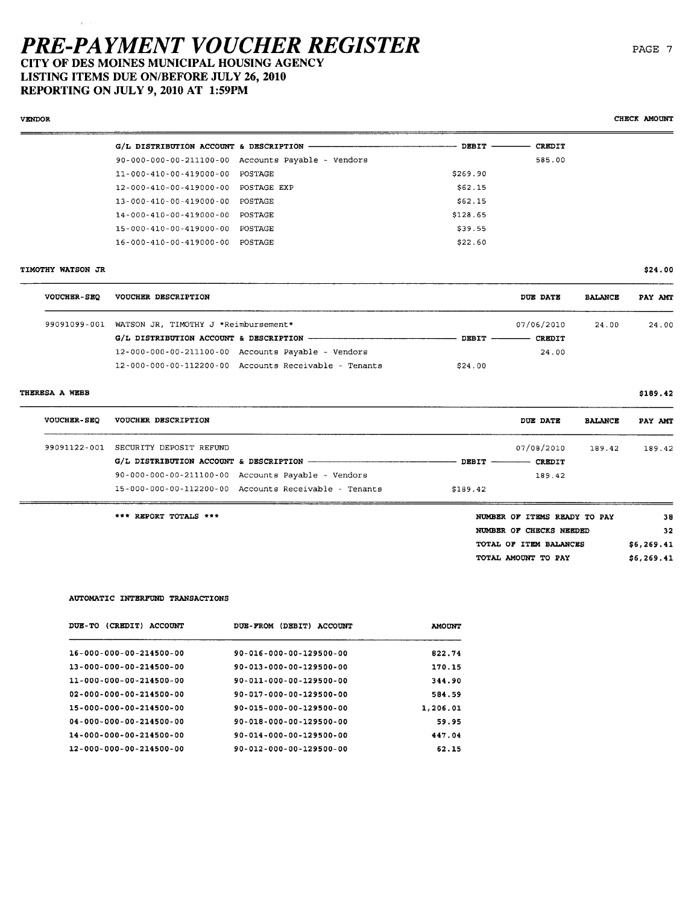# PRE-PAYMENT VOUCHER REGISTER

## CITY OF DES MOINES MUNICIPAL HOUSING AGENCY
## LISTING ITEMS DUE ON/BEFORE JULY 26, 2010
## REPORTING ON JULY 9, 2010 AT 1:59PM

VENDOR | CHECK AMOUNT

| G/L DISTRIBUTION ACCOUNT & DESCRIPTION | | DEBIT | CREDIT |
|---|---|---|---|
| 90-000-000-00-211100-00 | Accounts Payable - Vendors | | 585.00 |
| 11-000-410-00-419000-00 | POSTAGE | $269.90 | |
| 12-000-410-00-419000-00 | POSTAGE EXP | $62.15 | |
| 13-000-410-00-419000-00 | POSTAGE | $62.15 | |
| 14-000-410-00-419000-00 | POSTAGE | $128.65 | |
| 15-000-410-00-419000-00 | POSTAGE | $39.55 | |
| 16-000-410-00-419000-00 | POSTAGE | $22.60 | |

**TIMOTHY WATSON JR** — $24.00

| VOUCHER-SEQ | VOUCHER DESCRIPTION | DUE DATE | BALANCE | PAY AMT |
|---|---|---|---|---|
| 99091099-001 | WATSON JR, TIMOTHY J *Reimbursement* | 07/06/2010 | 24.00 | 24.00 |

| G/L DISTRIBUTION ACCOUNT & DESCRIPTION | | DEBIT | CREDIT |
|---|---|---|---|
| 12-000-000-00-211100-00 | Accounts Payable - Vendors | | 24.00 |
| 12-000-000-00-112200-00 | Accounts Receivable - Tenants | $24.00 | |

**THERESA A WEBB** — $189.42

| VOUCHER-SEQ | VOUCHER DESCRIPTION | DUE DATE | BALANCE | PAY AMT |
|---|---|---|---|---|
| 99091122-001 | SECURITY DEPOSIT REFUND | 07/08/2010 | 189.42 | 189.42 |

| G/L DISTRIBUTION ACCOUNT & DESCRIPTION | | DEBIT | CREDIT |
|---|---|---|---|
| 90-000-000-00-211100-00 | Accounts Payable - Vendors | | 189.42 |
| 15-000-000-00-112200-00 | Accounts Receivable - Tenants | $189.42 | |

*** REPORT TOTALS ***

| | |
|---|---|
| NUMBER OF ITEMS READY TO PAY | 38 |
| NUMBER OF CHECKS NEEDED | 32 |
| TOTAL OF ITEM BALANCES | $6,269.41 |
| TOTAL AMOUNT TO PAY | $6,269.41 |

AUTOMATIC INTERFUND TRANSACTIONS

| DUE-TO (CREDIT) ACCOUNT | DUE-FROM (DEBIT) ACCOUNT | AMOUNT |
|---|---|---|
| 16-000-000-00-214500-00 | 90-016-000-00-129500-00 | 822.74 |
| 13-000-000-00-214500-00 | 90-013-000-00-129500-00 | 170.15 |
| 11-000-000-00-214500-00 | 90-011-000-00-129500-00 | 344.90 |
| 02-000-000-00-214500-00 | 90-017-000-00-129500-00 | 584.59 |
| 15-000-000-00-214500-00 | 90-015-000-00-129500-00 | 1,206.01 |
| 04-000-000-00-214500-00 | 90-018-000-00-129500-00 | 59.95 |
| 14-000-000-00-214500-00 | 90-014-000-00-129500-00 | 447.04 |
| 12-000-000-00-214500-00 | 90-012-000-00-129500-00 | 62.15 |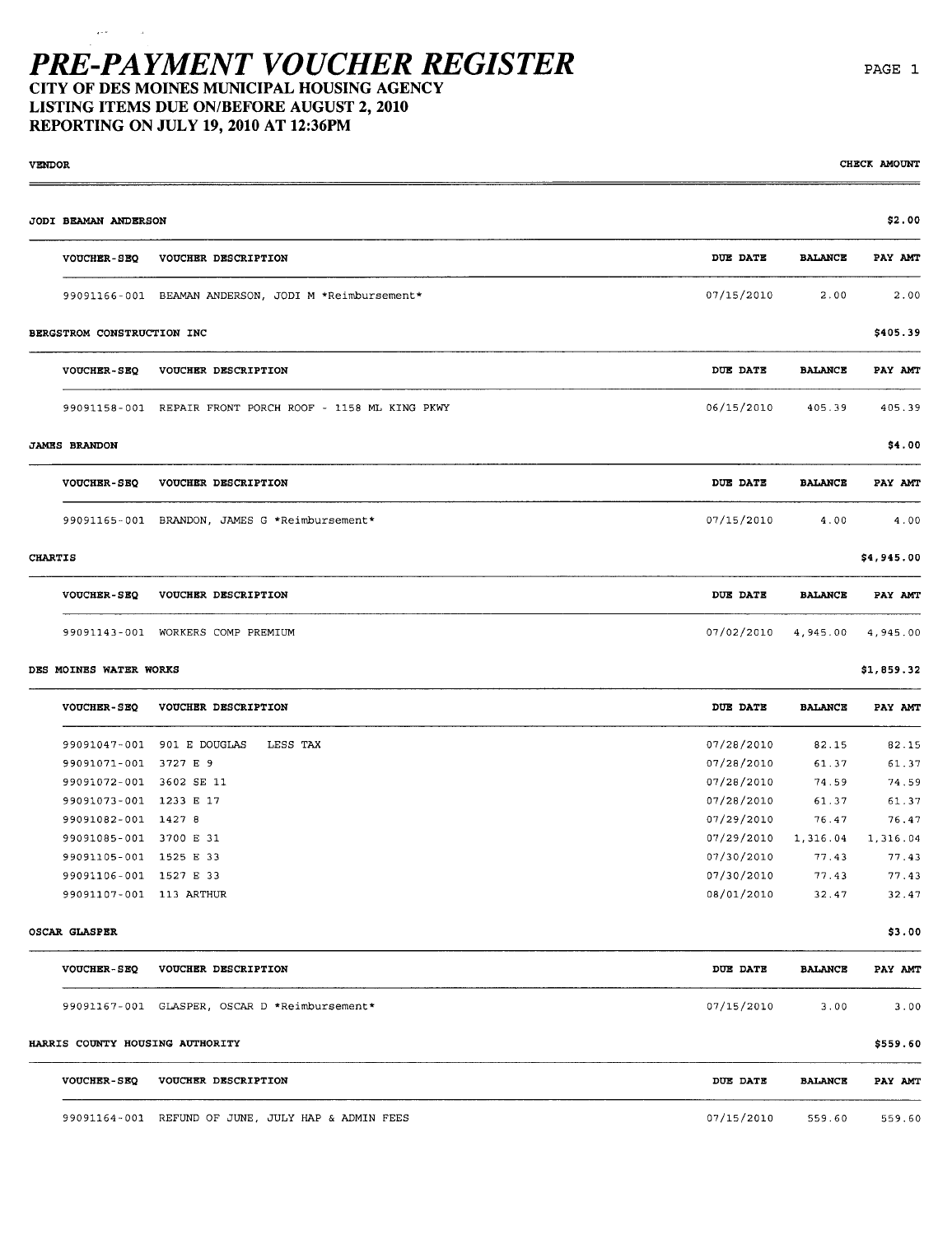# PRE-PAYMENT VOUCHER REGISTER

**CITY OF DES MOINES MUNICIPAL HOUSING AGENCY**
**LISTING ITEMS DUE ON/BEFORE AUGUST 2, 2010**
**REPORTING ON JULY 19, 2010 AT 12:36PM**

| VENDOR | | | | CHECK AMOUNT |
|---|---|---|---|---|
| **JODI BEAMAN ANDERSON** | | | | **$2.00** |
| **VOUCHER-SEQ** | **VOUCHER DESCRIPTION** | **DUE DATE** | **BALANCE** | **PAY AMT** |
| 99091166-001 | BEAMAN ANDERSON, JODI M *Reimbursement* | 07/15/2010 | 2.00 | 2.00 |
| **BERGSTROM CONSTRUCTION INC** | | | | **$405.39** |
| **VOUCHER-SEQ** | **VOUCHER DESCRIPTION** | **DUE DATE** | **BALANCE** | **PAY AMT** |
| 99091158-001 | REPAIR FRONT PORCH ROOF - 1158 ML KING PKWY | 06/15/2010 | 405.39 | 405.39 |
| **JAMES BRANDON** | | | | **$4.00** |
| **VOUCHER-SEQ** | **VOUCHER DESCRIPTION** | **DUE DATE** | **BALANCE** | **PAY AMT** |
| 99091165-001 | BRANDON, JAMES G *Reimbursement* | 07/15/2010 | 4.00 | 4.00 |
| **CHARTIS** | | | | **$4,945.00** |
| **VOUCHER-SEQ** | **VOUCHER DESCRIPTION** | **DUE DATE** | **BALANCE** | **PAY AMT** |
| 99091143-001 | WORKERS COMP PREMIUM | 07/02/2010 | 4,945.00 | 4,945.00 |
| **DES MOINES WATER WORKS** | | | | **$1,859.32** |
| **VOUCHER-SEQ** | **VOUCHER DESCRIPTION** | **DUE DATE** | **BALANCE** | **PAY AMT** |
| 99091047-001 | 901 E DOUGLAS LESS TAX | 07/28/2010 | 82.15 | 82.15 |
| 99091071-001 | 3727 E 9 | 07/28/2010 | 61.37 | 61.37 |
| 99091072-001 | 3602 SE 11 | 07/28/2010 | 74.59 | 74.59 |
| 99091073-001 | 1233 E 17 | 07/28/2010 | 61.37 | 61.37 |
| 99091082-001 | 1427 8 | 07/29/2010 | 76.47 | 76.47 |
| 99091085-001 | 3700 E 31 | 07/29/2010 | 1,316.04 | 1,316.04 |
| 99091105-001 | 1525 E 33 | 07/30/2010 | 77.43 | 77.43 |
| 99091106-001 | 1527 E 33 | 07/30/2010 | 77.43 | 77.43 |
| 99091107-001 | 113 ARTHUR | 08/01/2010 | 32.47 | 32.47 |
| **OSCAR GLASPER** | | | | **$3.00** |
| **VOUCHER-SEQ** | **VOUCHER DESCRIPTION** | **DUE DATE** | **BALANCE** | **PAY AMT** |
| 99091167-001 | GLASPER, OSCAR D *Reimbursement* | 07/15/2010 | 3.00 | 3.00 |
| **HARRIS COUNTY HOUSING AUTHORITY** | | | | **$559.60** |
| **VOUCHER-SEQ** | **VOUCHER DESCRIPTION** | **DUE DATE** | **BALANCE** | **PAY AMT** |
| 99091164-001 | REFUND OF JUNE, JULY HAP & ADMIN FEES | 07/15/2010 | 559.60 | 559.60 |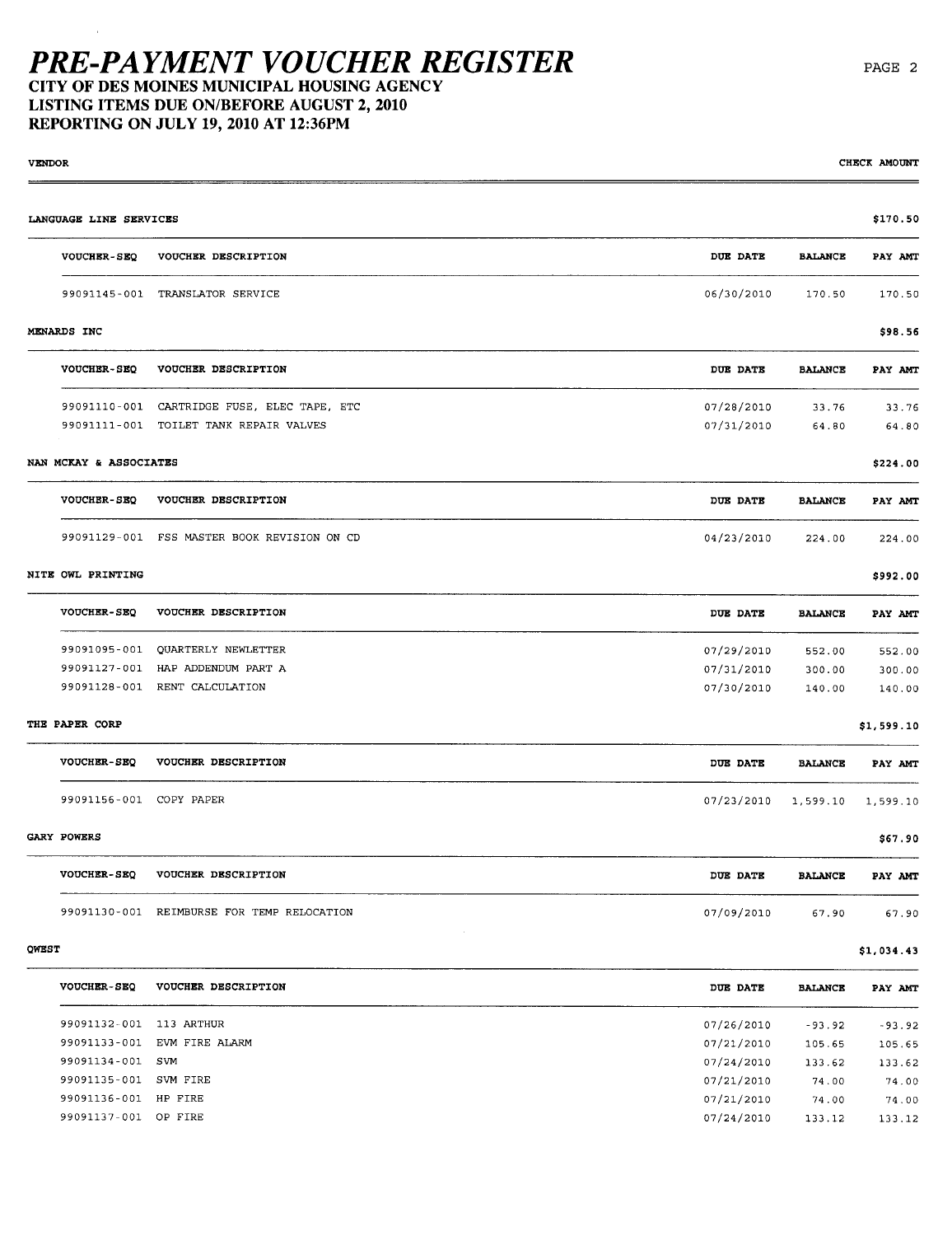# PRE-PAYMENT VOUCHER REGISTER

## CITY OF DES MOINES MUNICIPAL HOUSING AGENCY
## LISTING ITEMS DUE ON/BEFORE AUGUST 2, 2010
## REPORTING ON JULY 19, 2010 AT 12:36PM

| VENDOR | | | | CHECK AMOUNT |
|---|---|---|---|---|
| **LANGUAGE LINE SERVICES** | | | | **$170.50** |
| VOUCHER-SEQ | VOUCHER DESCRIPTION | DUE DATE | BALANCE | PAY AMT |
| 99091145-001 | TRANSLATOR SERVICE | 06/30/2010 | 170.50 | 170.50 |
| **MENARDS INC** | | | | **$98.56** |
| VOUCHER-SEQ | VOUCHER DESCRIPTION | DUE DATE | BALANCE | PAY AMT |
| 99091110-001 | CARTRIDGE FUSE, ELEC TAPE, ETC | 07/28/2010 | 33.76 | 33.76 |
| 99091111-001 | TOILET TANK REPAIR VALVES | 07/31/2010 | 64.80 | 64.80 |
| **NAN MCKAY & ASSOCIATES** | | | | **$224.00** |
| VOUCHER-SEQ | VOUCHER DESCRIPTION | DUE DATE | BALANCE | PAY AMT |
| 99091129-001 | FSS MASTER BOOK REVISION ON CD | 04/23/2010 | 224.00 | 224.00 |
| **NITE OWL PRINTING** | | | | **$992.00** |
| VOUCHER-SEQ | VOUCHER DESCRIPTION | DUE DATE | BALANCE | PAY AMT |
| 99091095-001 | QUARTERLY NEWLETTER | 07/29/2010 | 552.00 | 552.00 |
| 99091127-001 | HAP ADDENDUM PART A | 07/31/2010 | 300.00 | 300.00 |
| 99091128-001 | RENT CALCULATION | 07/30/2010 | 140.00 | 140.00 |
| **THE PAPER CORP** | | | | **$1,599.10** |
| VOUCHER-SEQ | VOUCHER DESCRIPTION | DUE DATE | BALANCE | PAY AMT |
| 99091156-001 | COPY PAPER | 07/23/2010 | 1,599.10 | 1,599.10 |
| **GARY POWERS** | | | | **$67.90** |
| VOUCHER-SEQ | VOUCHER DESCRIPTION | DUE DATE | BALANCE | PAY AMT |
| 99091130-001 | REIMBURSE FOR TEMP RELOCATION | 07/09/2010 | 67.90 | 67.90 |
| **QWEST** | | | | **$1,034.43** |
| VOUCHER-SEQ | VOUCHER DESCRIPTION | DUE DATE | BALANCE | PAY AMT |
| 99091132-001 | 113 ARTHUR | 07/26/2010 | -93.92 | -93.92 |
| 99091133-001 | EVM FIRE ALARM | 07/21/2010 | 105.65 | 105.65 |
| 99091134-001 | SVM | 07/24/2010 | 133.62 | 133.62 |
| 99091135-001 | SVM FIRE | 07/21/2010 | 74.00 | 74.00 |
| 99091136-001 | HP FIRE | 07/21/2010 | 74.00 | 74.00 |
| 99091137-001 | OP FIRE | 07/24/2010 | 133.12 | 133.12 |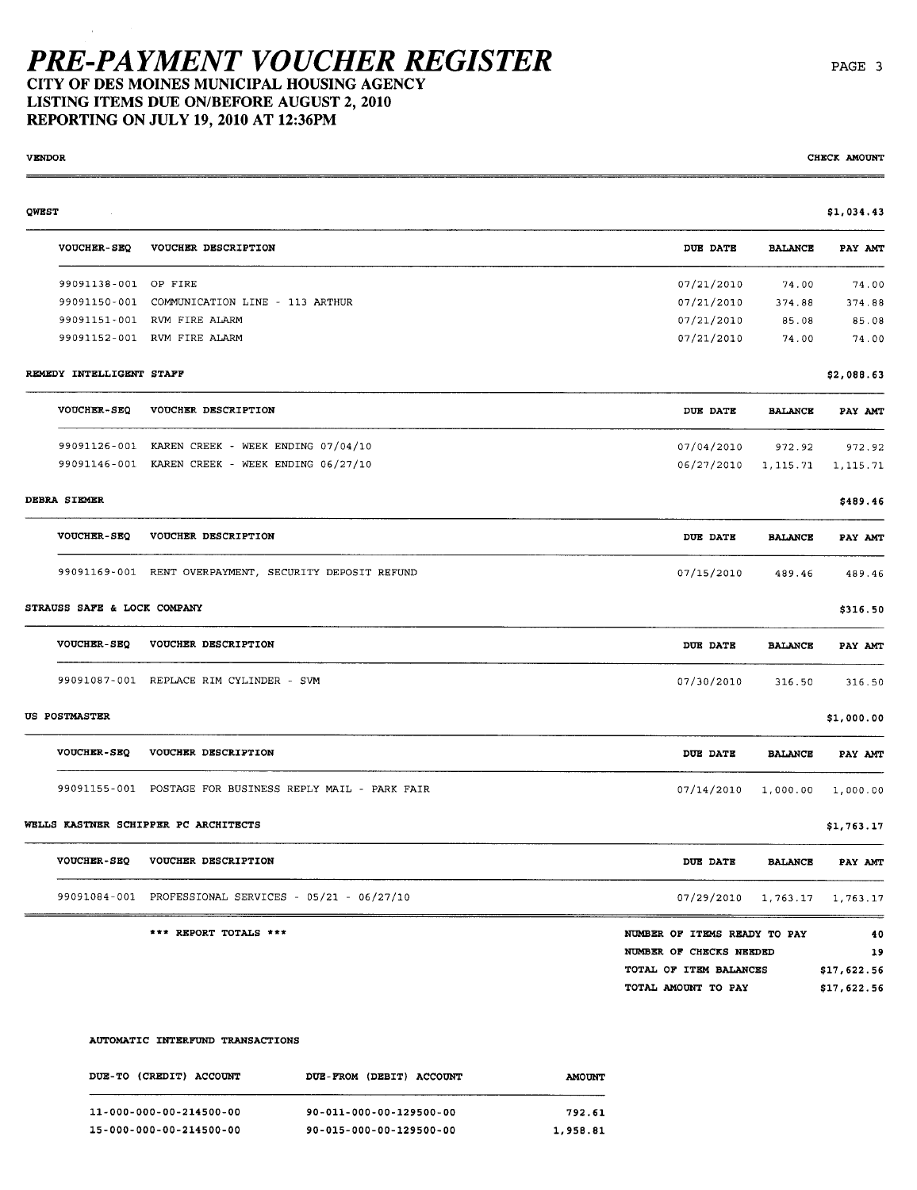# PRE-PAYMENT VOUCHER REGISTER

**CITY OF DES MOINES MUNICIPAL HOUSING AGENCY**
**LISTING ITEMS DUE ON/BEFORE AUGUST 2, 2010**
**REPORTING ON JULY 19, 2010 AT 12:36PM**

**VENDOR** — **CHECK AMOUNT**

**QWEST** — **$1,034.43**

| VOUCHER-SEQ | VOUCHER DESCRIPTION | DUE DATE | BALANCE | PAY AMT |
|---|---|---|---|---|
| 99091138-001 | OP FIRE | 07/21/2010 | 74.00 | 74.00 |
| 99091150-001 | COMMUNICATION LINE - 113 ARTHUR | 07/21/2010 | 374.88 | 374.88 |
| 99091151-001 | RVM FIRE ALARM | 07/21/2010 | 85.08 | 85.08 |
| 99091152-001 | RVM FIRE ALARM | 07/21/2010 | 74.00 | 74.00 |

**REMEDY INTELLIGENT STAFF** — **$2,088.63**

| VOUCHER-SEQ | VOUCHER DESCRIPTION | DUE DATE | BALANCE | PAY AMT |
|---|---|---|---|---|
| 99091126-001 | KAREN CREEK - WEEK ENDING 07/04/10 | 07/04/2010 | 972.92 | 972.92 |
| 99091146-001 | KAREN CREEK - WEEK ENDING 06/27/10 | 06/27/2010 | 1,115.71 | 1,115.71 |

**DEBRA SIEMER** — **$489.46**

| VOUCHER-SEQ | VOUCHER DESCRIPTION | DUE DATE | BALANCE | PAY AMT |
|---|---|---|---|---|
| 99091169-001 | RENT OVERPAYMENT, SECURITY DEPOSIT REFUND | 07/15/2010 | 489.46 | 489.46 |

**STRAUSS SAFE & LOCK COMPANY** — **$316.50**

| VOUCHER-SEQ | VOUCHER DESCRIPTION | DUE DATE | BALANCE | PAY AMT |
|---|---|---|---|---|
| 99091087-001 | REPLACE RIM CYLINDER - SVM | 07/30/2010 | 316.50 | 316.50 |

**US POSTMASTER** — **$1,000.00**

| VOUCHER-SEQ | VOUCHER DESCRIPTION | DUE DATE | BALANCE | PAY AMT |
|---|---|---|---|---|
| 99091155-001 | POSTAGE FOR BUSINESS REPLY MAIL - PARK FAIR | 07/14/2010 | 1,000.00 | 1,000.00 |

**WELLS KASTNER SCHIPPER PC ARCHITECTS** — **$1,763.17**

| VOUCHER-SEQ | VOUCHER DESCRIPTION | DUE DATE | BALANCE | PAY AMT |
|---|---|---|---|---|
| 99091084-001 | PROFESSIONAL SERVICES - 05/21 - 06/27/10 | 07/29/2010 | 1,763.17 | 1,763.17 |

**\*\*\* REPORT TOTALS \*\*\***

| | |
|---|---|
| NUMBER OF ITEMS READY TO PAY | 40 |
| NUMBER OF CHECKS NEEDED | 19 |
| TOTAL OF ITEM BALANCES | $17,622.56 |
| TOTAL AMOUNT TO PAY | $17,622.56 |

**AUTOMATIC INTERFUND TRANSACTIONS**

| DUE-TO (CREDIT) ACCOUNT | DUE-FROM (DEBIT) ACCOUNT | AMOUNT |
|---|---|---|
| 11-000-000-00-214500-00 | 90-011-000-00-129500-00 | 792.61 |
| 15-000-000-00-214500-00 | 90-015-000-00-129500-00 | 1,958.81 |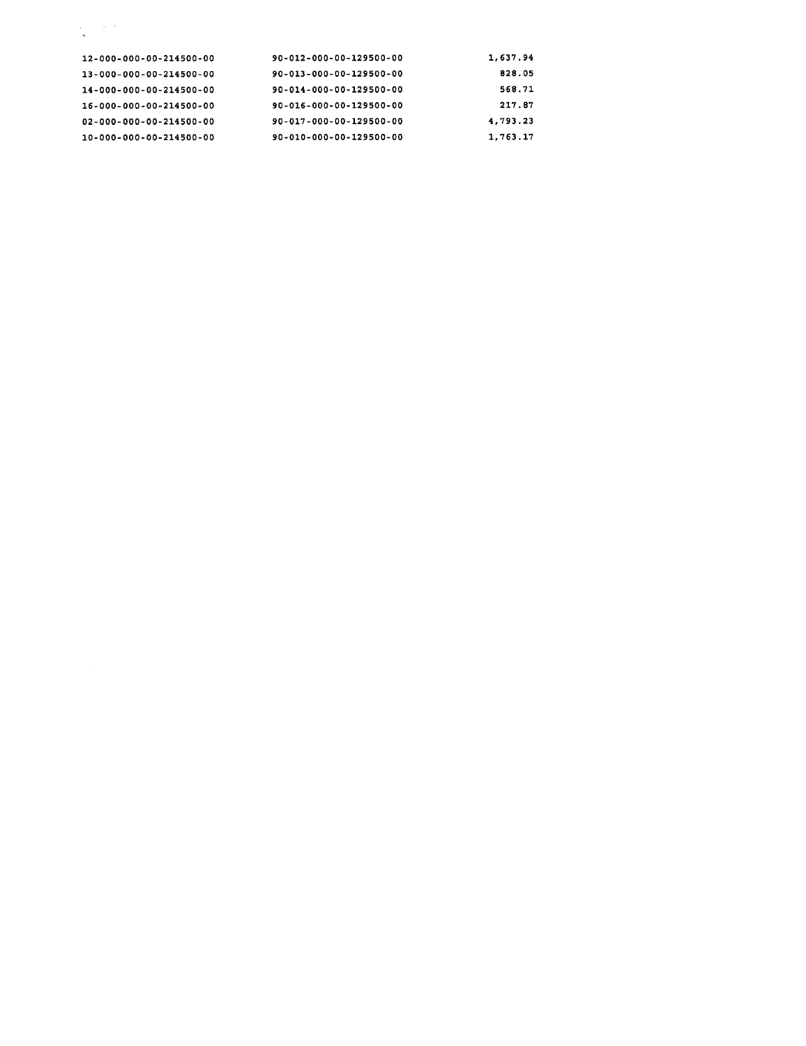| | | |
|---|---|---|
| 12-000-000-00-214500-00 | 90-012-000-00-129500-00 | 1,637.94 |
| 13-000-000-00-214500-00 | 90-013-000-00-129500-00 | 828.05 |
| 14-000-000-00-214500-00 | 90-014-000-00-129500-00 | 568.71 |
| 16-000-000-00-214500-00 | 90-016-000-00-129500-00 | 217.87 |
| 02-000-000-00-214500-00 | 90-017-000-00-129500-00 | 4,793.23 |
| 10-000-000-00-214500-00 | 90-010-000-00-129500-00 | 1,763.17 |